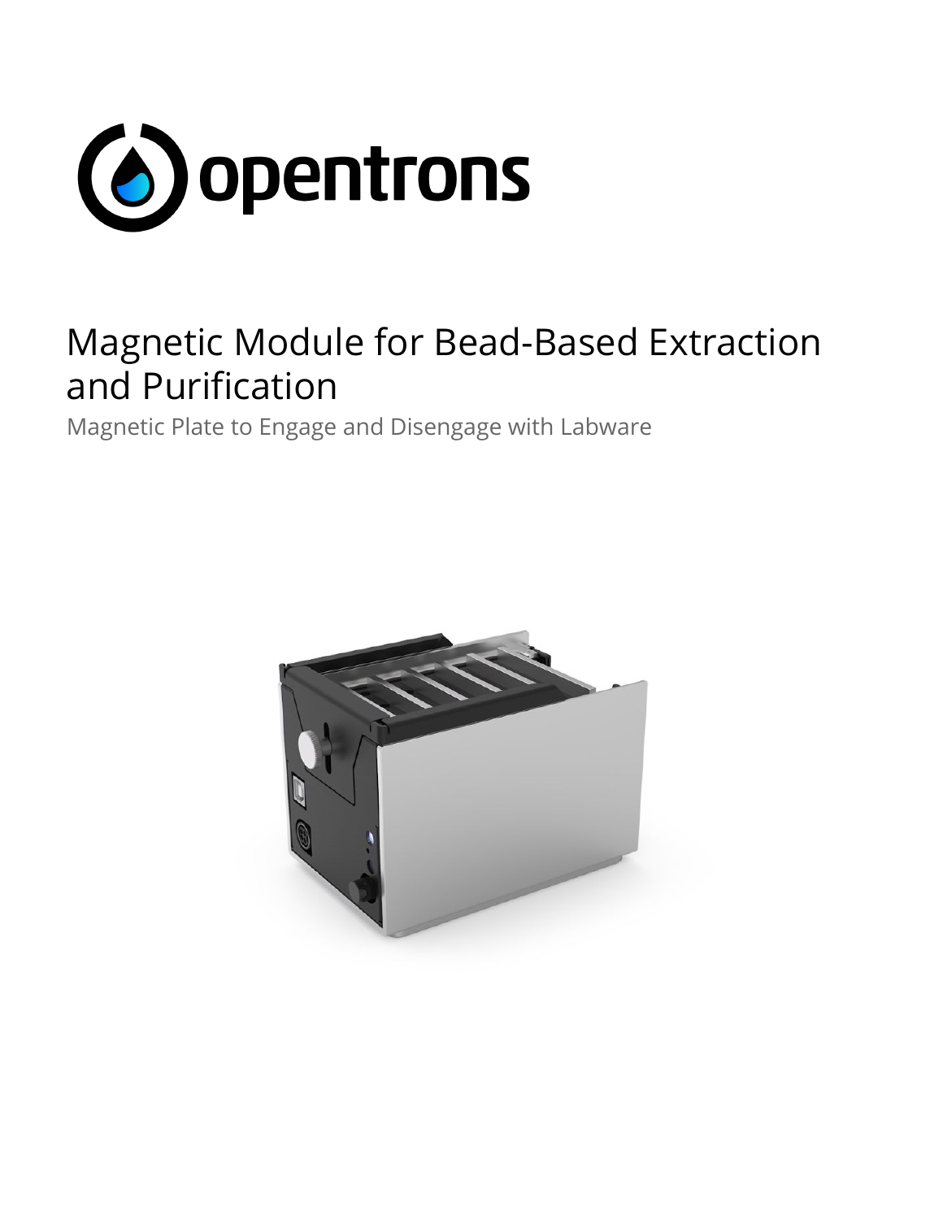opentrons

# Magnetic Module for Bead-Based Extraction and Purification

Magnetic Plate to Engage and Disengage with Labware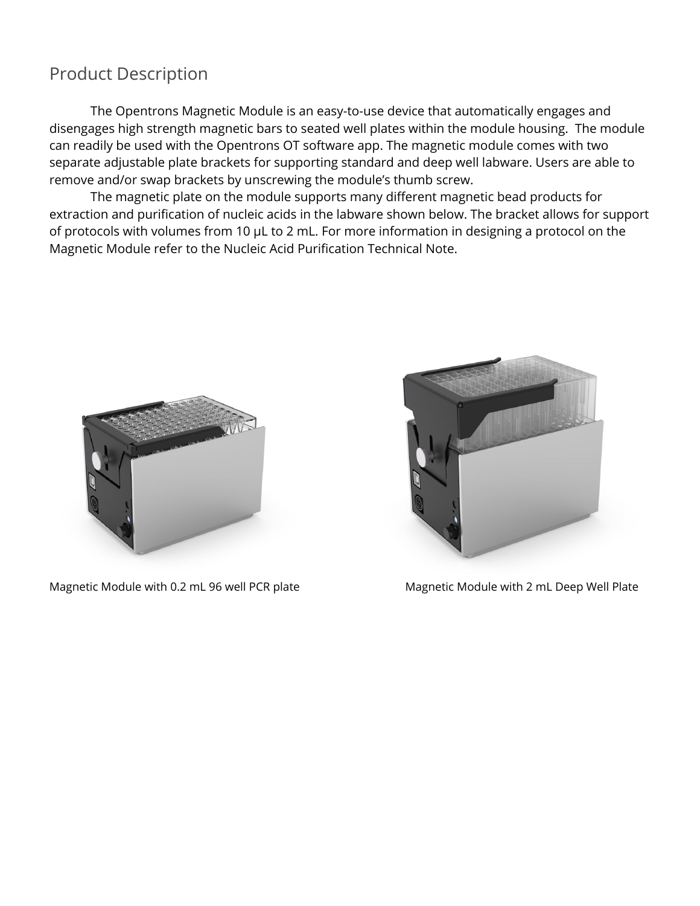## Product Description

The Opentrons Magnetic Module is an easy-to-use device that automatically engages and disengages high strength magnetic bars to seated well plates within the module housing. The module can readily be used with the Opentrons OT software app. The magnetic module comes with two separate adjustable plate brackets for supporting standard and deep well labware. Users are able to remove and/or swap brackets by unscrewing the module's thumb screw.

The magnetic plate on the module supports many different magnetic bead products for extraction and purification of nucleic acids in the labware shown below. The bracket allows for support of protocols with volumes from 10 µL to 2 mL. For more information in designing a protocol on the Magnetic Module refer to the Nucleic Acid Purification Technical Note.

Magnetic Module with 0.2 mL 96 well PCR plate

Magnetic Module with 2 mL Deep Well Plate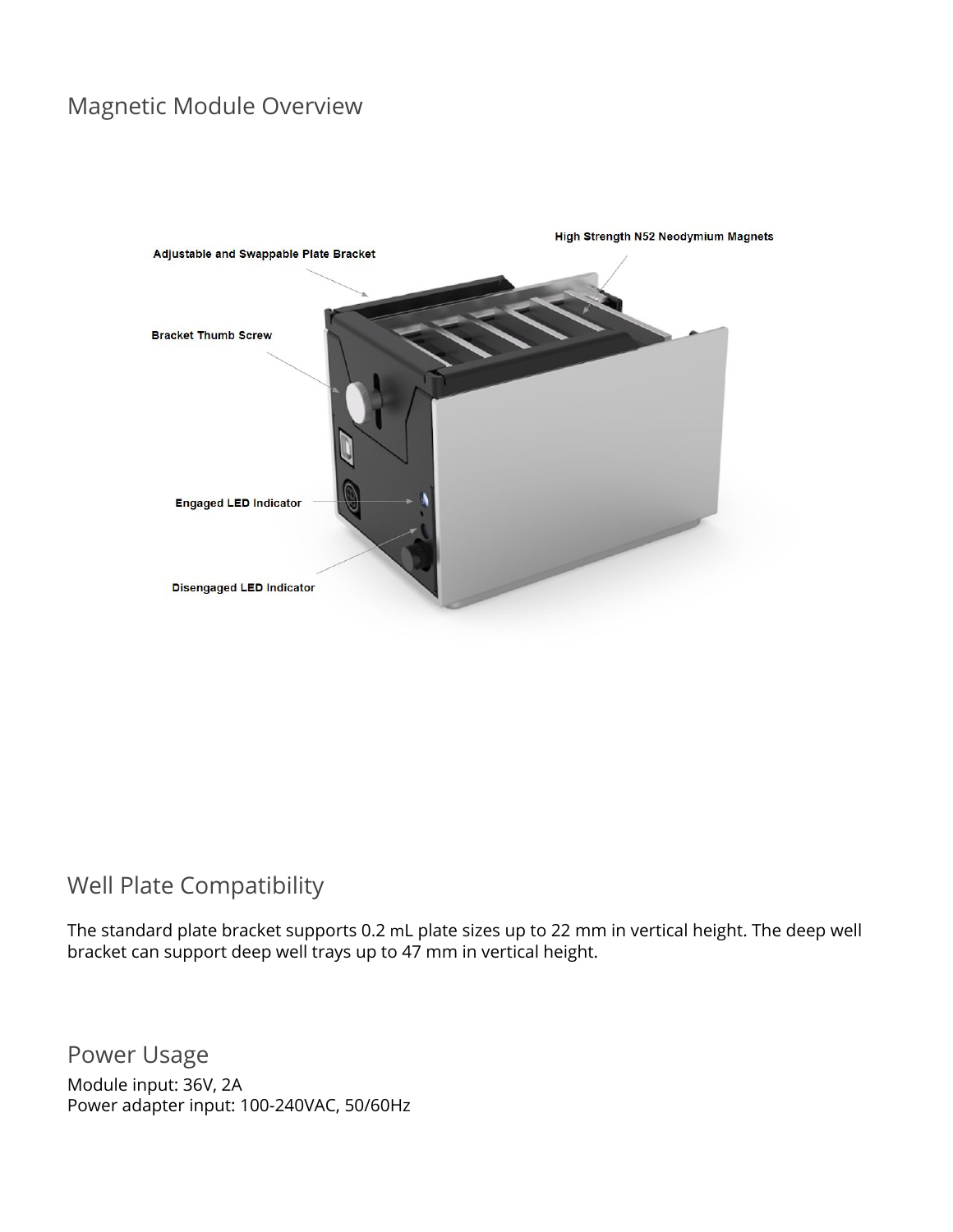## Magnetic Module Overview

## Well Plate Compatibility

The standard plate bracket supports 0.2 mL plate sizes up to 22 mm in vertical height. The deep well bracket can support deep well trays up to 47 mm in vertical height.

## Power Usage

Module input: 36V, 2A
Power adapter input: 100-240VAC, 50/60Hz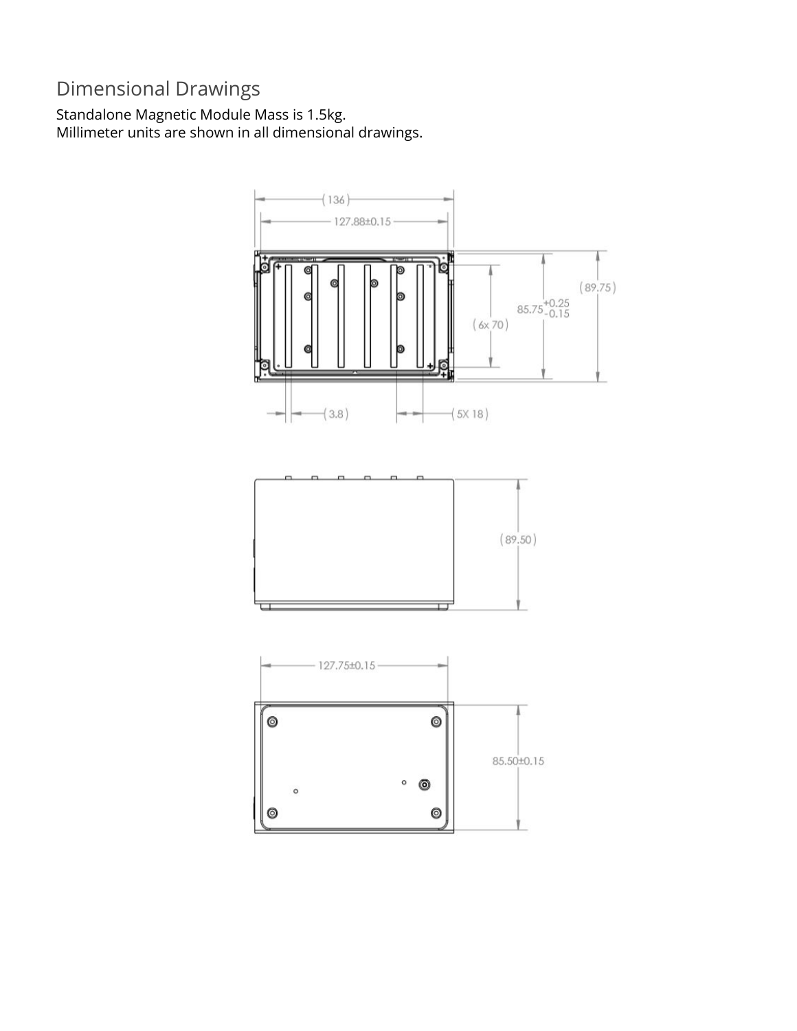## Dimensional Drawings

Standalone Magnetic Module Mass is 1.5kg.
Millimeter units are shown in all dimensional drawings.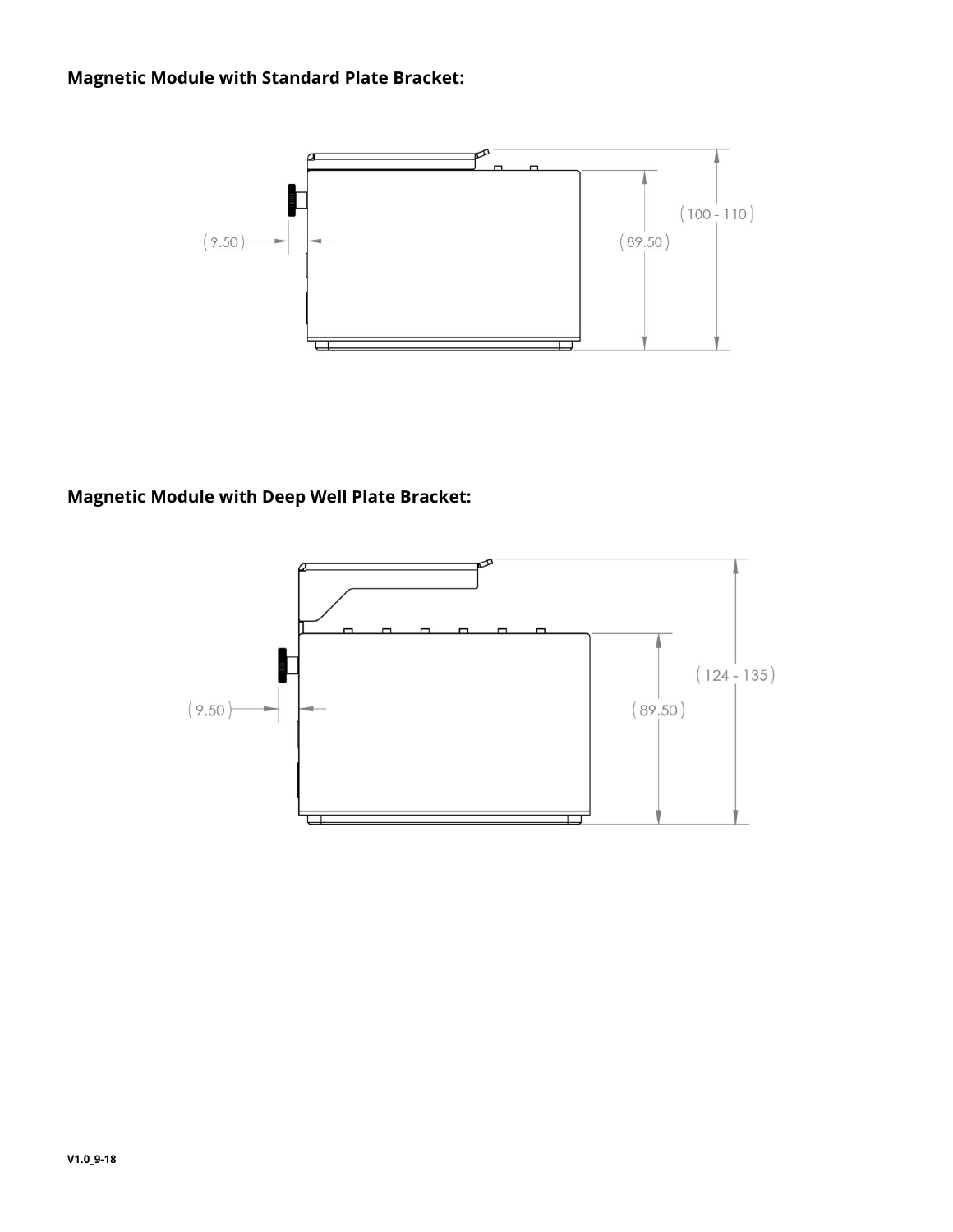**Magnetic Module with Standard Plate Bracket:**

(9.50)

(89.50)

(100 - 110)

**Magnetic Module with Deep Well Plate Bracket:**

(9.50)

(89.50)

(124 - 135)

**V1.0_9-18**